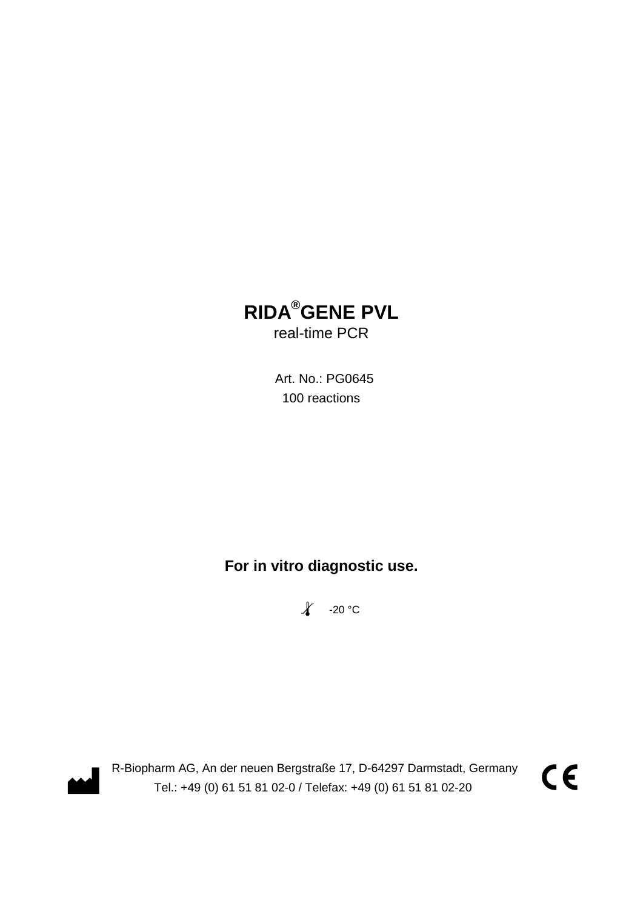# RIDA®GENE PVL

real-time PCR

Art. No.: PG0645

100 reactions

**For in vitro diagnostic use.**

-20 °C

R-Biopharm AG, An der neuen Bergstraße 17, D-64297 Darmstadt, Germany

Tel.: +49 (0) 61 51 81 02-0 / Telefax: +49 (0) 61 51 81 02-20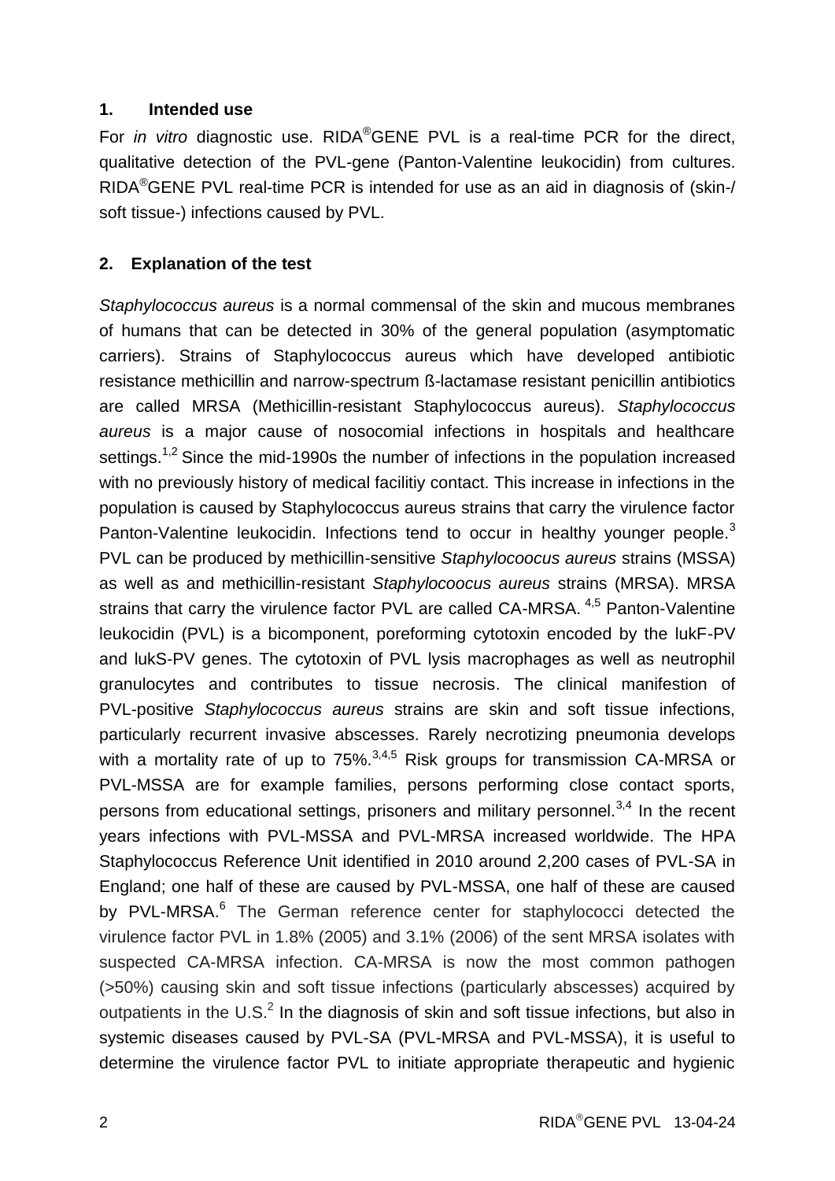## 1. Intended use

For *in vitro* diagnostic use. RIDA®GENE PVL is a real-time PCR for the direct, qualitative detection of the PVL-gene (Panton-Valentine leukocidin) from cultures. RIDA®GENE PVL real-time PCR is intended for use as an aid in diagnosis of (skin-/ soft tissue-) infections caused by PVL.

## 2. Explanation of the test

*Staphylococcus aureus* is a normal commensal of the skin and mucous membranes of humans that can be detected in 30% of the general population (asymptomatic carriers). Strains of Staphylococcus aureus which have developed antibiotic resistance methicillin and narrow-spectrum ß-lactamase resistant penicillin antibiotics are called MRSA (Methicillin-resistant Staphylococcus aureus). *Staphylococcus aureus* is a major cause of nosocomial infections in hospitals and healthcare settings.[1,2] Since the mid-1990s the number of infections in the population increased with no previously history of medical facilitiy contact. This increase in infections in the population is caused by Staphylococcus aureus strains that carry the virulence factor Panton-Valentine leukocidin. Infections tend to occur in healthy younger people.[3] PVL can be produced by methicillin-sensitive *Staphylocoocus aureus* strains (MSSA) as well as and methicillin-resistant *Staphylocoocus aureus* strains (MRSA). MRSA strains that carry the virulence factor PVL are called CA-MRSA. [4,5] Panton-Valentine leukocidin (PVL) is a bicomponent, poreforming cytotoxin encoded by the lukF-PV and lukS-PV genes. The cytotoxin of PVL lysis macrophages as well as neutrophil granulocytes and contributes to tissue necrosis. The clinical manifestion of PVL-positive *Staphylococcus aureus* strains are skin and soft tissue infections, particularly recurrent invasive abscesses. Rarely necrotizing pneumonia develops with a mortality rate of up to 75%.[3,4,5] Risk groups for transmission CA-MRSA or PVL-MSSA are for example families, persons performing close contact sports, persons from educational settings, prisoners and military personnel.[3,4] In the recent years infections with PVL-MSSA and PVL-MRSA increased worldwide. The HPA Staphylococcus Reference Unit identified in 2010 around 2,200 cases of PVL-SA in England; one half of these are caused by PVL-MSSA, one half of these are caused by PVL-MRSA.[6] The German reference center for staphylococci detected the virulence factor PVL in 1.8% (2005) and 3.1% (2006) of the sent MRSA isolates with suspected CA-MRSA infection. CA-MRSA is now the most common pathogen (>50%) causing skin and soft tissue infections (particularly abscesses) acquired by outpatients in the U.S.[2] In the diagnosis of skin and soft tissue infections, but also in systemic diseases caused by PVL-SA (PVL-MRSA and PVL-MSSA), it is useful to determine the virulence factor PVL to initiate appropriate therapeutic and hygienic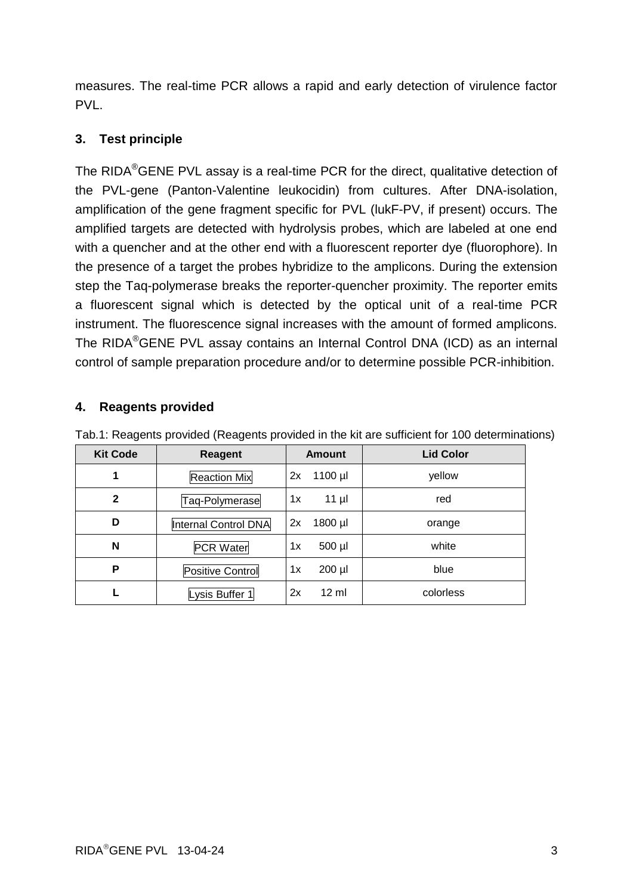measures. The real-time PCR allows a rapid and early detection of virulence factor PVL.

## 3. Test principle

The RIDA®GENE PVL assay is a real-time PCR for the direct, qualitative detection of the PVL-gene (Panton-Valentine leukocidin) from cultures. After DNA-isolation, amplification of the gene fragment specific for PVL (lukF-PV, if present) occurs. The amplified targets are detected with hydrolysis probes, which are labeled at one end with a quencher and at the other end with a fluorescent reporter dye (fluorophore). In the presence of a target the probes hybridize to the amplicons. During the extension step the Taq-polymerase breaks the reporter-quencher proximity. The reporter emits a fluorescent signal which is detected by the optical unit of a real-time PCR instrument. The fluorescence signal increases with the amount of formed amplicons. The RIDA®GENE PVL assay contains an Internal Control DNA (ICD) as an internal control of sample preparation procedure and/or to determine possible PCR-inhibition.

## 4. Reagents provided

Tab.1: Reagents provided (Reagents provided in the kit are sufficient for 100 determinations)

| Kit Code | Reagent | Amount | Lid Color |
|---|---|---|---|
| 1 | Reaction Mix | 2x 1100 µl | yellow |
| 2 | Taq-Polymerase | 1x 11 µl | red |
| D | Internal Control DNA | 2x 1800 µl | orange |
| N | PCR Water | 1x 500 µl | white |
| P | Positive Control | 1x 200 µl | blue |
| L | Lysis Buffer 1 | 2x 12 ml | colorless |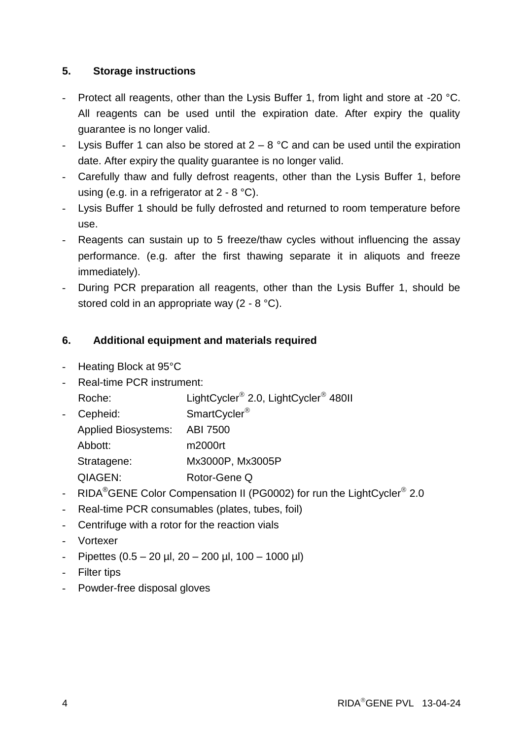## 5. Storage instructions

- Protect all reagents, other than the Lysis Buffer 1, from light and store at -20 °C. All reagents can be used until the expiration date. After expiry the quality guarantee is no longer valid.
- Lysis Buffer 1 can also be stored at 2 – 8 °C and can be used until the expiration date. After expiry the quality guarantee is no longer valid.
- Carefully thaw and fully defrost reagents, other than the Lysis Buffer 1, before using (e.g. in a refrigerator at 2 - 8 °C).
- Lysis Buffer 1 should be fully defrosted and returned to room temperature before use.
- Reagents can sustain up to 5 freeze/thaw cycles without influencing the assay performance. (e.g. after the first thawing separate it in aliquots and freeze immediately).
- During PCR preparation all reagents, other than the Lysis Buffer 1, should be stored cold in an appropriate way (2 - 8 °C).

## 6. Additional equipment and materials required

- Heating Block at 95°C
- Real-time PCR instrument:

  | | |
  |---|---|
  | Roche: | LightCycler® 2.0, LightCycler® 480II |
  | Cepheid: | SmartCycler® |
  | Applied Biosystems: | ABI 7500 |
  | Abbott: | m2000rt |
  | Stratagene: | Mx3000P, Mx3005P |
  | QIAGEN: | Rotor-Gene Q |

- RIDA®GENE Color Compensation II (PG0002) for run the LightCycler® 2.0
- Real-time PCR consumables (plates, tubes, foil)
- Centrifuge with a rotor for the reaction vials
- Vortexer
- Pipettes (0.5 – 20 µl, 20 – 200 µl, 100 – 1000 µl)
- Filter tips
- Powder-free disposal gloves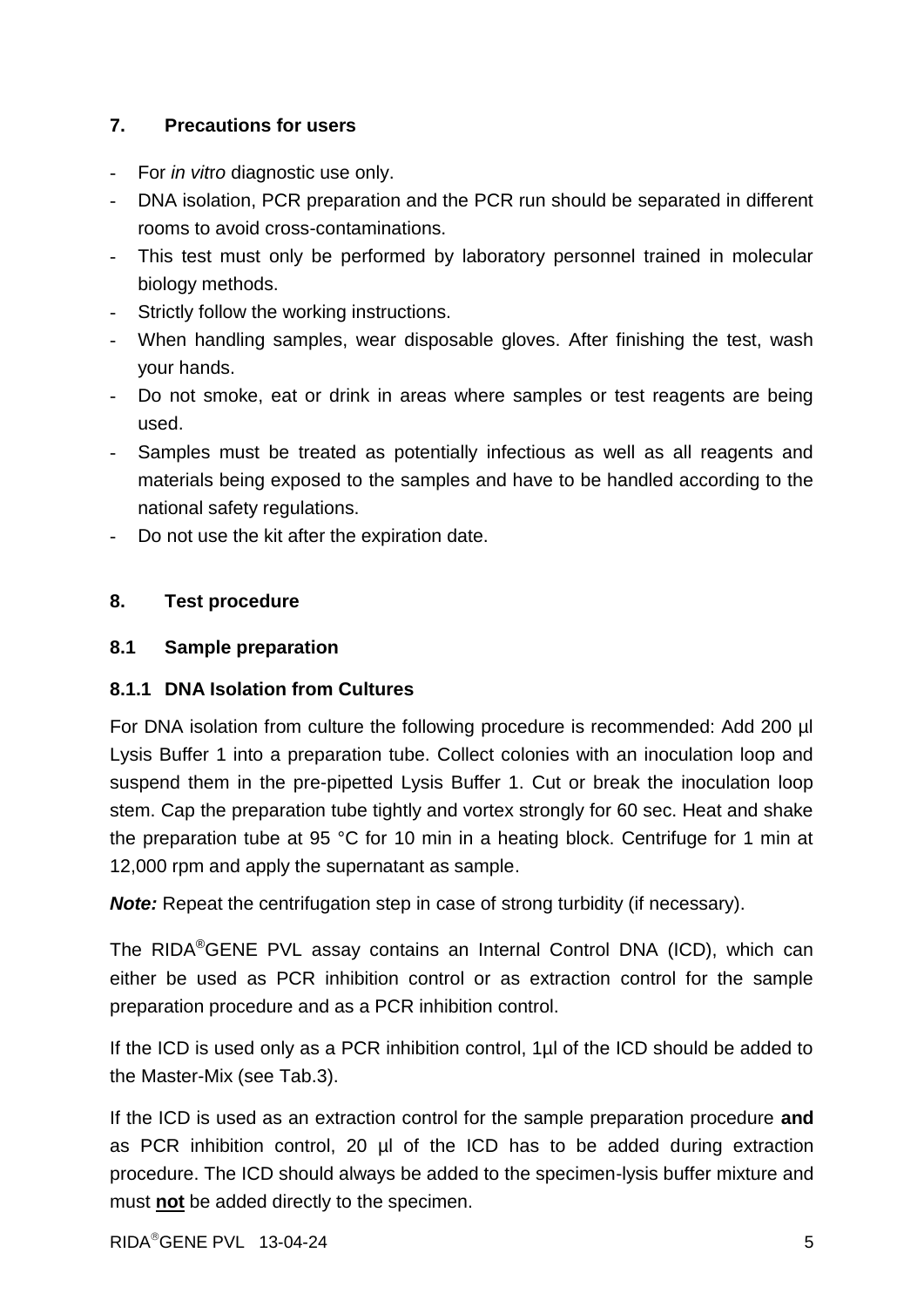## 7. Precautions for users

- For *in vitro* diagnostic use only.
- DNA isolation, PCR preparation and the PCR run should be separated in different rooms to avoid cross-contaminations.
- This test must only be performed by laboratory personnel trained in molecular biology methods.
- Strictly follow the working instructions.
- When handling samples, wear disposable gloves. After finishing the test, wash your hands.
- Do not smoke, eat or drink in areas where samples or test reagents are being used.
- Samples must be treated as potentially infectious as well as all reagents and materials being exposed to the samples and have to be handled according to the national safety regulations.
- Do not use the kit after the expiration date.

## 8. Test procedure

### 8.1 Sample preparation

#### 8.1.1 DNA Isolation from Cultures

For DNA isolation from culture the following procedure is recommended: Add 200 µl Lysis Buffer 1 into a preparation tube. Collect colonies with an inoculation loop and suspend them in the pre-pipetted Lysis Buffer 1. Cut or break the inoculation loop stem. Cap the preparation tube tightly and vortex strongly for 60 sec. Heat and shake the preparation tube at 95 °C for 10 min in a heating block. Centrifuge for 1 min at 12,000 rpm and apply the supernatant as sample.

***Note:*** Repeat the centrifugation step in case of strong turbidity (if necessary).

The RIDA®GENE PVL assay contains an Internal Control DNA (ICD), which can either be used as PCR inhibition control or as extraction control for the sample preparation procedure and as a PCR inhibition control.

If the ICD is used only as a PCR inhibition control, 1µl of the ICD should be added to the Master-Mix (see Tab.3).

If the ICD is used as an extraction control for the sample preparation procedure **and** as PCR inhibition control, 20 µl of the ICD has to be added during extraction procedure. The ICD should always be added to the specimen-lysis buffer mixture and must **not** be added directly to the specimen.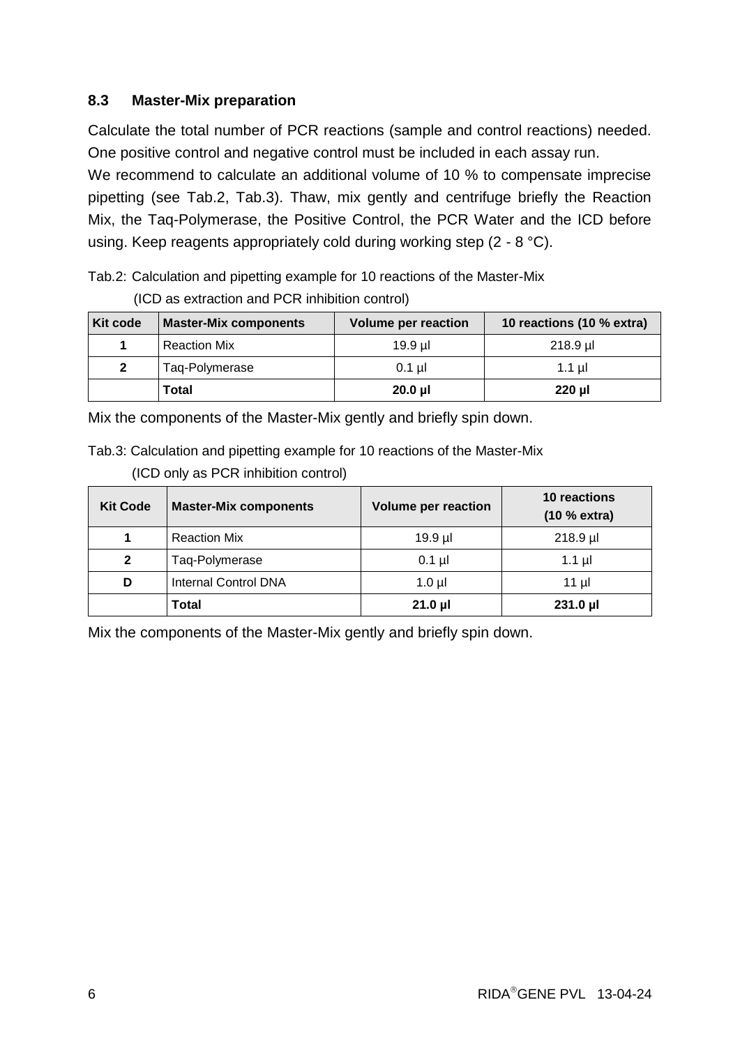### 8.3 Master-Mix preparation

Calculate the total number of PCR reactions (sample and control reactions) needed. One positive control and negative control must be included in each assay run.
We recommend to calculate an additional volume of 10 % to compensate imprecise pipetting (see Tab.2, Tab.3). Thaw, mix gently and centrifuge briefly the Reaction Mix, the Taq-Polymerase, the Positive Control, the PCR Water and the ICD before using. Keep reagents appropriately cold during working step (2 - 8 °C).

Tab.2: Calculation and pipetting example for 10 reactions of the Master-Mix
(ICD as extraction and PCR inhibition control)

| Kit code | Master-Mix components | Volume per reaction | 10 reactions (10 % extra) |
|---|---|---|---|
| 1 | Reaction Mix | 19.9 µl | 218.9 µl |
| 2 | Taq-Polymerase | 0.1 µl | 1.1 µl |
| | **Total** | **20.0 µl** | **220 µl** |

Mix the components of the Master-Mix gently and briefly spin down.

Tab.3: Calculation and pipetting example for 10 reactions of the Master-Mix
(ICD only as PCR inhibition control)

| Kit Code | Master-Mix components | Volume per reaction | 10 reactions (10 % extra) |
|---|---|---|---|
| 1 | Reaction Mix | 19.9 µl | 218.9 µl |
| 2 | Taq-Polymerase | 0.1 µl | 1.1 µl |
| D | Internal Control DNA | 1.0 µl | 11 µl |
| | **Total** | **21.0 µl** | **231.0 µl** |

Mix the components of the Master-Mix gently and briefly spin down.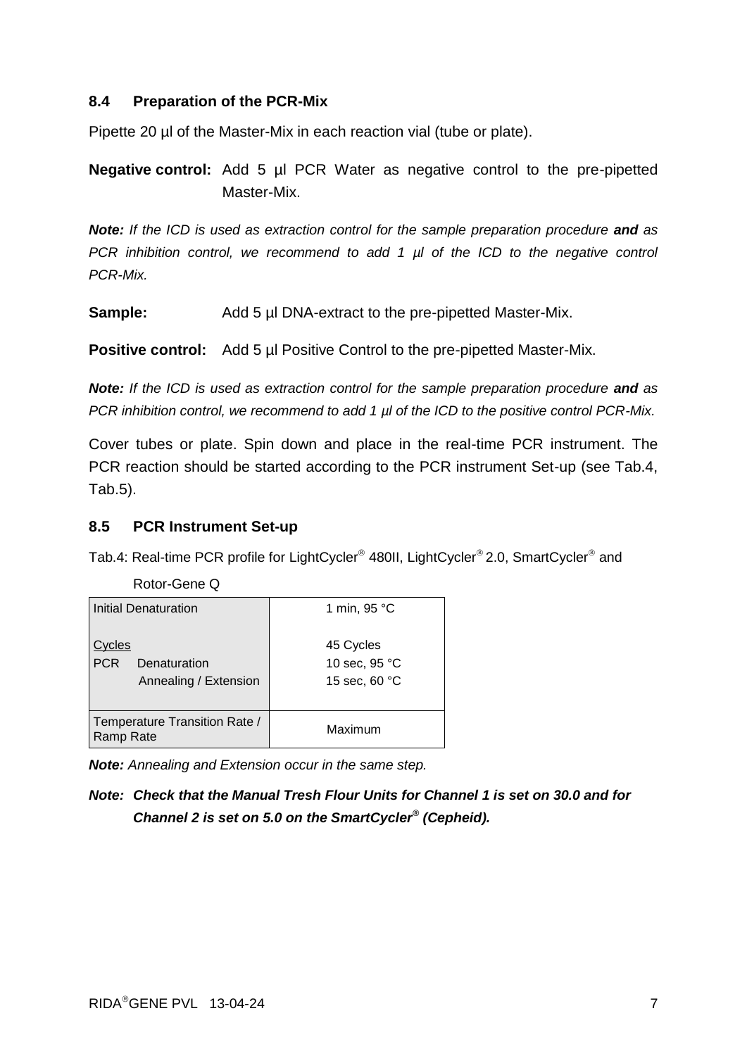### 8.4 Preparation of the PCR-Mix

Pipette 20 µl of the Master-Mix in each reaction vial (tube or plate).

**Negative control:** Add 5 µl PCR Water as negative control to the pre-pipetted Master-Mix.

***Note:*** *If the ICD is used as extraction control for the sample preparation procedure* ***and*** *as PCR inhibition control, we recommend to add 1 µl of the ICD to the negative control PCR-Mix.*

**Sample:** Add 5 µl DNA-extract to the pre-pipetted Master-Mix.

**Positive control:** Add 5 µl Positive Control to the pre-pipetted Master-Mix.

***Note:*** *If the ICD is used as extraction control for the sample preparation procedure* ***and*** *as PCR inhibition control, we recommend to add 1 µl of the ICD to the positive control PCR-Mix.*

Cover tubes or plate. Spin down and place in the real-time PCR instrument. The PCR reaction should be started according to the PCR instrument Set-up (see Tab.4, Tab.5).

### 8.5 PCR Instrument Set-up

Tab.4: Real-time PCR profile for LightCycler® 480II, LightCycler® 2.0, SmartCycler® and Rotor-Gene Q

| | |
|---|---|
| Initial Denaturation | 1 min, 95 °C |
| Cycles | 45 Cycles |
| PCR Denaturation | 10 sec, 95 °C |
| Annealing / Extension | 15 sec, 60 °C |
| Temperature Transition Rate / Ramp Rate | Maximum |

***Note:*** *Annealing and Extension occur in the same step.*

***Note: Check that the Manual Tresh Flour Units for Channel 1 is set on 30.0 and for Channel 2 is set on 5.0 on the SmartCycler® (Cepheid).***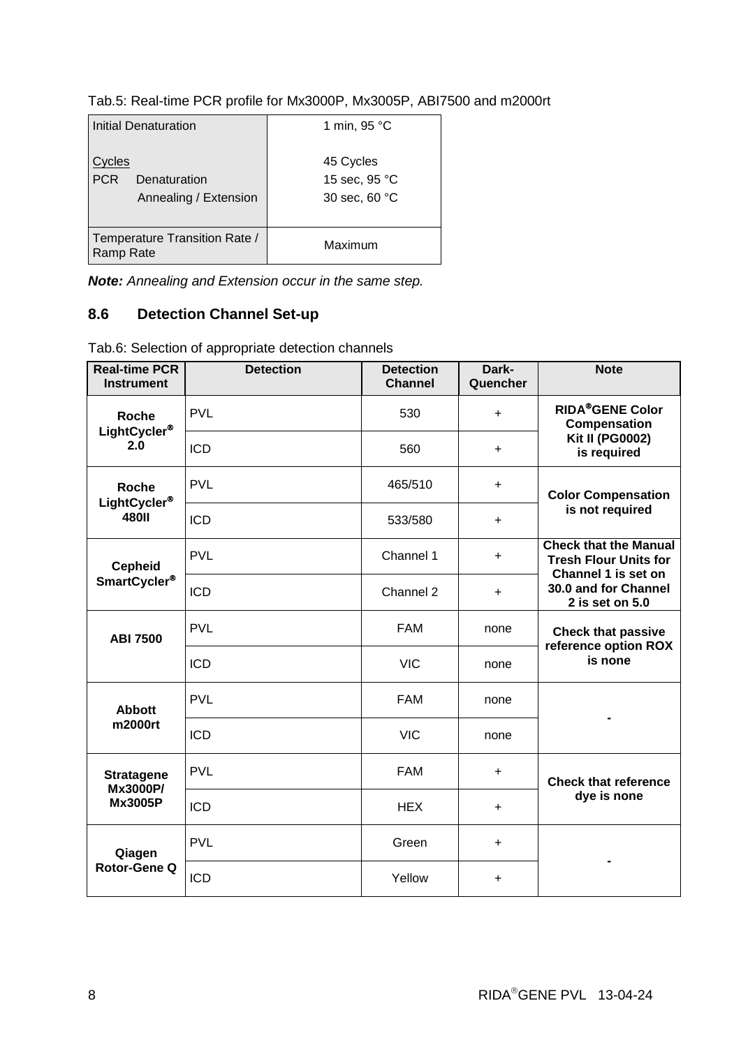Tab.5: Real-time PCR profile for Mx3000P, Mx3005P, ABI7500 and m2000rt

| | |
|---|---|
| Initial Denaturation | 1 min, 95 °C |
| Cycles | 45 Cycles |
| PCR Denaturation | 15 sec, 95 °C |
| Annealing / Extension | 30 sec, 60 °C |
| Temperature Transition Rate / Ramp Rate | Maximum |

***Note:*** *Annealing and Extension occur in the same step.*

### 8.6 Detection Channel Set-up

Tab.6: Selection of appropriate detection channels

| Real-time PCR Instrument | Detection | Detection Channel | Dark-Quencher | Note |
|---|---|---|---|---|
| **Roche LightCycler® 2.0** | PVL | 530 | + | **RIDA®GENE Color Compensation Kit II (PG0002) is required** |
| | ICD | 560 | + | |
| **Roche LightCycler® 480II** | PVL | 465/510 | + | **Color Compensation is not required** |
| | ICD | 533/580 | + | |
| **Cepheid SmartCycler®** | PVL | Channel 1 | + | **Check that the Manual Tresh Flour Units for Channel 1 is set on 30.0 and for Channel 2 is set on 5.0** |
| | ICD | Channel 2 | + | |
| **ABI 7500** | PVL | FAM | none | **Check that passive reference option ROX is none** |
| | ICD | VIC | none | |
| **Abbott m2000rt** | PVL | FAM | none | **-** |
| | ICD | VIC | none | |
| **Stratagene Mx3000P/ Mx3005P** | PVL | FAM | + | **Check that reference dye is none** |
| | ICD | HEX | + | |
| **Qiagen Rotor-Gene Q** | PVL | Green | + | **-** |
| | ICD | Yellow | + | |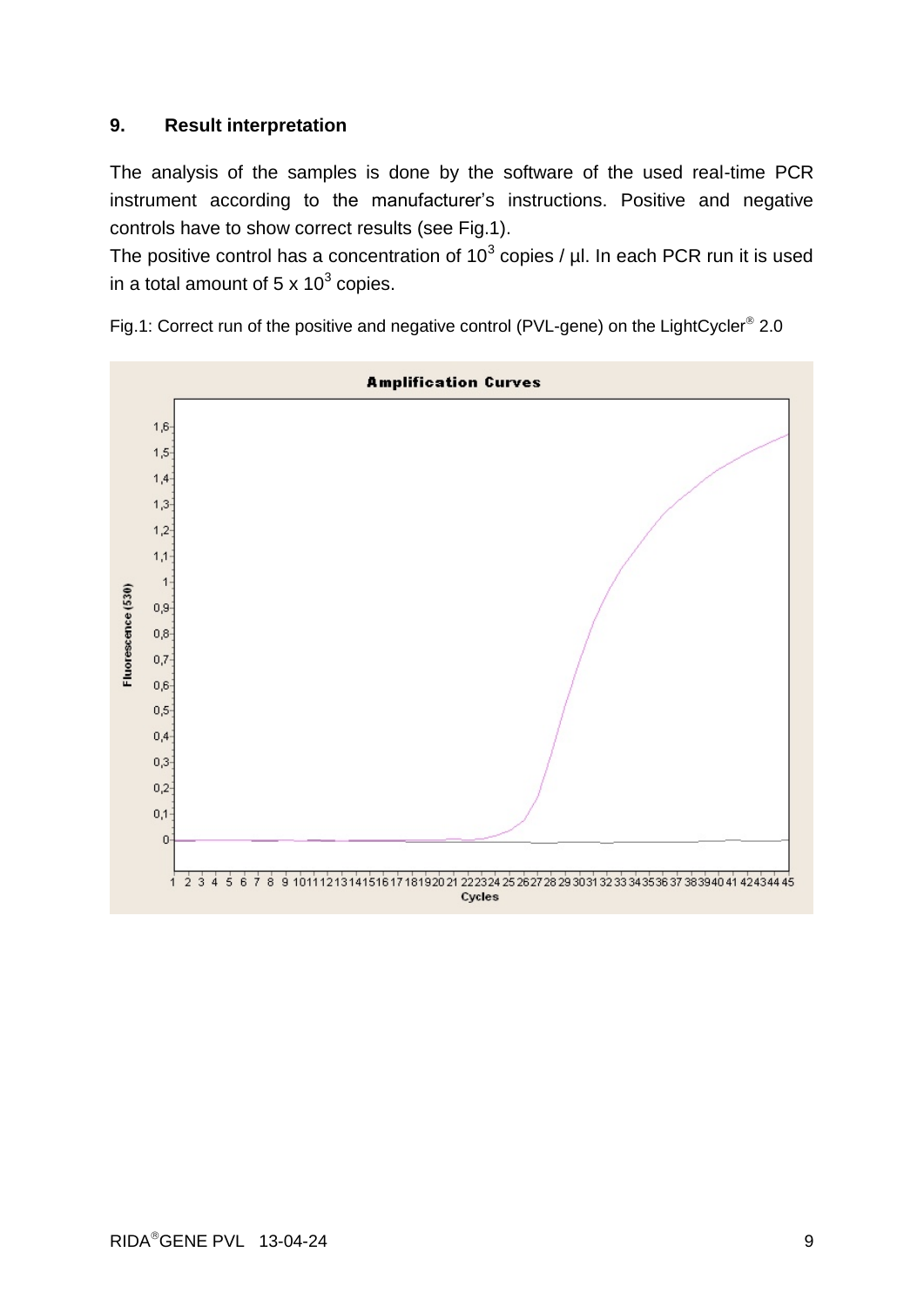## 9. Result interpretation

The analysis of the samples is done by the software of the used real-time PCR instrument according to the manufacturer's instructions. Positive and negative controls have to show correct results (see Fig.1).

The positive control has a concentration of $10^3$ copies / µl. In each PCR run it is used in a total amount of 5 x $10^3$ copies.

Fig.1: Correct run of the positive and negative control (PVL-gene) on the LightCycler® 2.0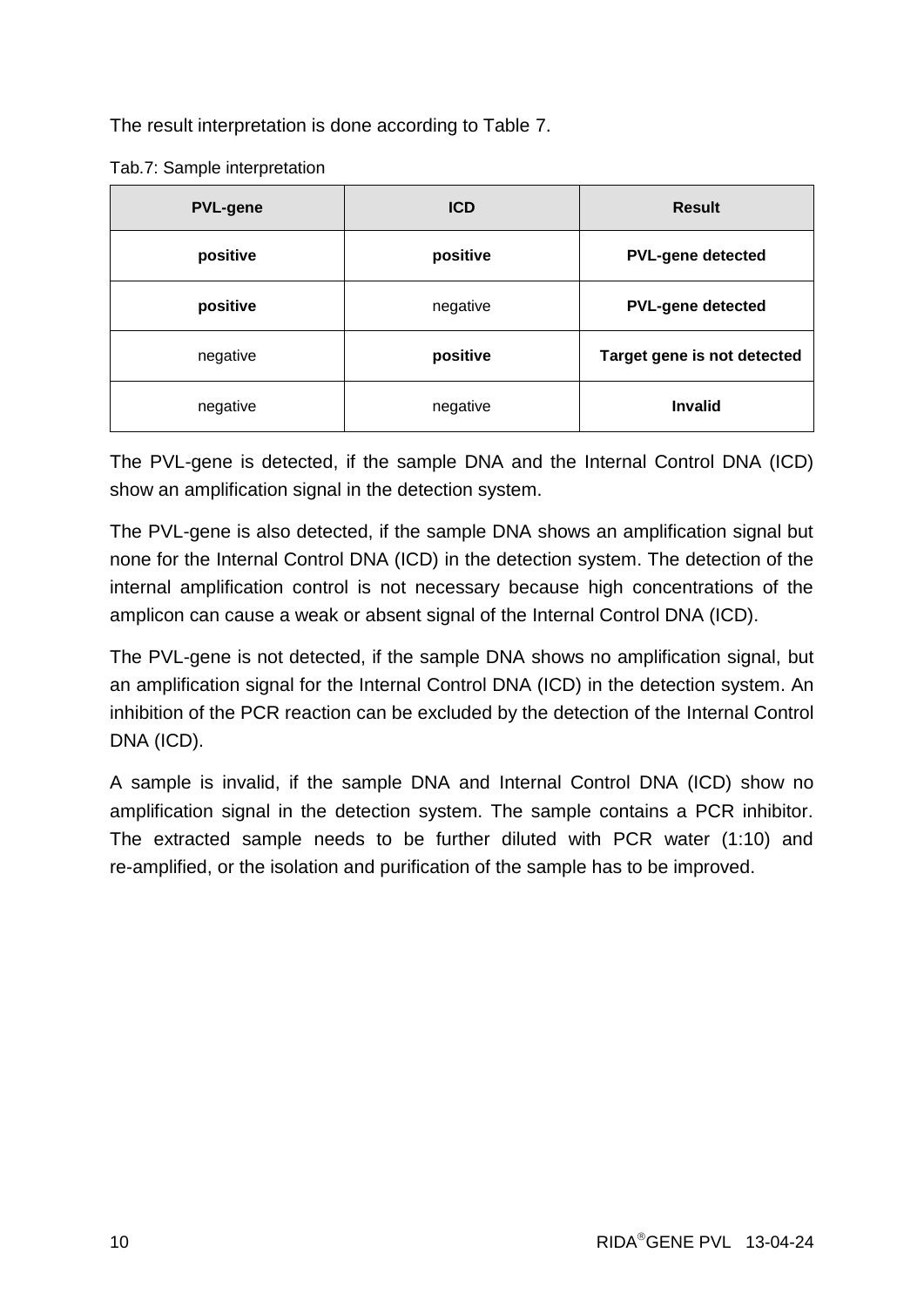The result interpretation is done according to Table 7.

Tab.7: Sample interpretation

| PVL-gene | ICD | Result |
|---|---|---|
| **positive** | **positive** | **PVL-gene detected** |
| **positive** | negative | **PVL-gene detected** |
| negative | **positive** | **Target gene is not detected** |
| negative | negative | **Invalid** |

The PVL-gene is detected, if the sample DNA and the Internal Control DNA (ICD) show an amplification signal in the detection system.

The PVL-gene is also detected, if the sample DNA shows an amplification signal but none for the Internal Control DNA (ICD) in the detection system. The detection of the internal amplification control is not necessary because high concentrations of the amplicon can cause a weak or absent signal of the Internal Control DNA (ICD).

The PVL-gene is not detected, if the sample DNA shows no amplification signal, but an amplification signal for the Internal Control DNA (ICD) in the detection system. An inhibition of the PCR reaction can be excluded by the detection of the Internal Control DNA (ICD).

A sample is invalid, if the sample DNA and Internal Control DNA (ICD) show no amplification signal in the detection system. The sample contains a PCR inhibitor. The extracted sample needs to be further diluted with PCR water (1:10) and re-amplified, or the isolation and purification of the sample has to be improved.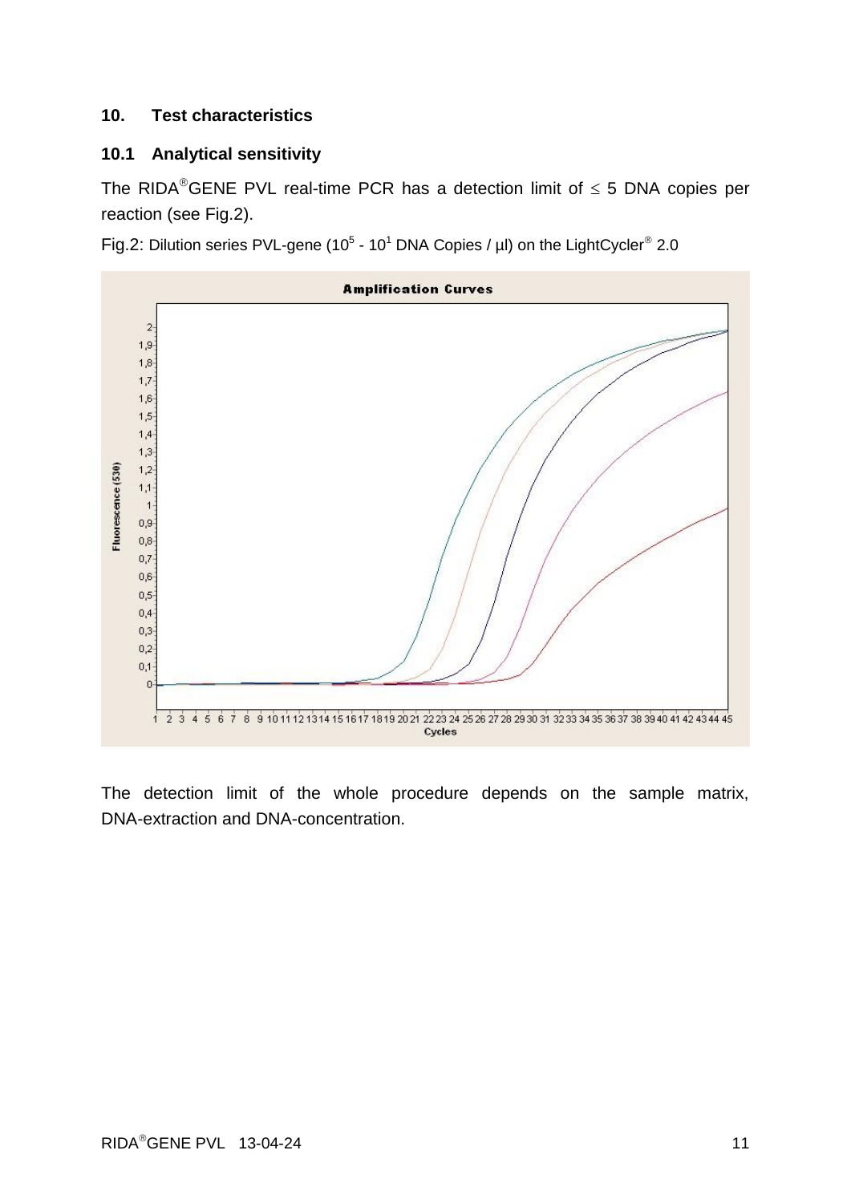## 10. Test characteristics

### 10.1 Analytical sensitivity

The RIDA®GENE PVL real-time PCR has a detection limit of ≤ 5 DNA copies per reaction (see Fig.2).

Fig.2: Dilution series PVL-gene ($10^5$ - $10^1$ DNA Copies / µl) on the LightCycler® 2.0

The detection limit of the whole procedure depends on the sample matrix, DNA-extraction and DNA-concentration.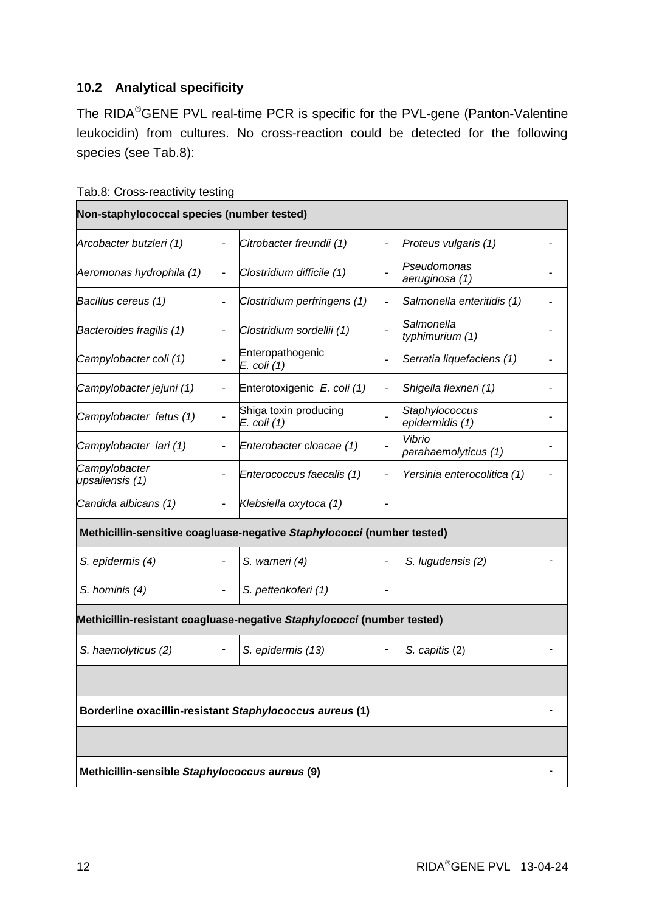## 10.2 Analytical specificity

The RIDA®GENE PVL real-time PCR is specific for the PVL-gene (Panton-Valentine leukocidin) from cultures. No cross-reaction could be detected for the following species (see Tab.8):

Tab.8: Cross-reactivity testing

| **Non-staphylococcal species (number tested)** | | | | | |
|---|---|---|---|---|---|
| *Arcobacter butzleri (1)* | - | *Citrobacter freundii (1)* | - | *Proteus vulgaris (1)* | - |
| *Aeromonas hydrophila (1)* | - | *Clostridium difficile (1)* | - | *Pseudomonas aeruginosa (1)* | - |
| *Bacillus cereus (1)* | - | *Clostridium perfringens (1)* | - | *Salmonella enteritidis (1)* | - |
| *Bacteroides fragilis (1)* | - | *Clostridium sordellii (1)* | - | *Salmonella typhimurium (1)* | - |
| *Campylobacter coli (1)* | - | Enteropathogenic *E. coli (1)* | - | *Serratia liquefaciens (1)* | - |
| *Campylobacter jejuni (1)* | - | Enterotoxigenic *E. coli (1)* | - | *Shigella flexneri (1)* | - |
| *Campylobacter fetus (1)* | - | Shiga toxin producing *E. coli (1)* | - | *Staphylococcus epidermidis (1)* | - |
| *Campylobacter lari (1)* | - | *Enterobacter cloacae (1)* | - | *Vibrio parahaemolyticus (1)* | - |
| *Campylobacter upsaliensis (1)* | - | *Enterococcus faecalis (1)* | - | *Yersinia enterocolitica (1)* | - |
| *Candida albicans (1)* | - | *Klebsiella oxytoca (1)* | - | | |
| **Methicillin-sensitive coagluase-negative *Staphylococci* (number tested)** | | | | | |
| *S. epidermis (4)* | - | *S. warneri (4)* | - | *S. lugudensis (2)* | - |
| *S. hominis (4)* | - | *S. pettenkoferi (1)* | - | | |
| **Methicillin-resistant coagluase-negative *Staphylococci* (number tested)** | | | | | |
| *S. haemolyticus (2)* | - | *S. epidermis (13)* | - | *S. capitis* (2) | - |
| | | | | | |
| **Borderline oxacillin-resistant *Staphylococcus aureus* (1)** | | | | | - |
| | | | | | |
| **Methicillin-sensible *Staphylococcus aureus* (9)** | | | | | - |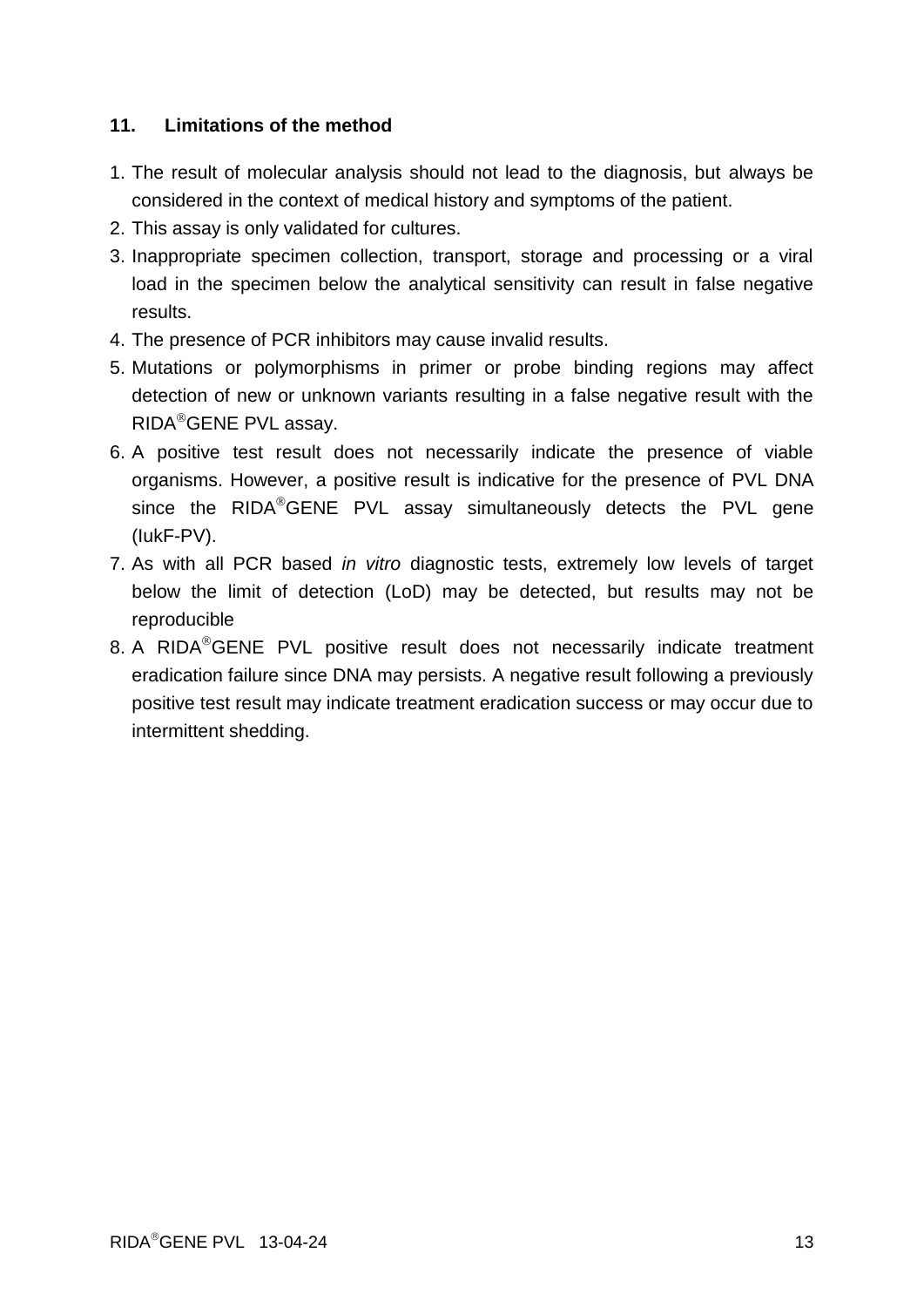## 11. Limitations of the method

1. The result of molecular analysis should not lead to the diagnosis, but always be considered in the context of medical history and symptoms of the patient.
2. This assay is only validated for cultures.
3. Inappropriate specimen collection, transport, storage and processing or a viral load in the specimen below the analytical sensitivity can result in false negative results.
4. The presence of PCR inhibitors may cause invalid results.
5. Mutations or polymorphisms in primer or probe binding regions may affect detection of new or unknown variants resulting in a false negative result with the RIDA®GENE PVL assay.
6. A positive test result does not necessarily indicate the presence of viable organisms. However, a positive result is indicative for the presence of PVL DNA since the RIDA®GENE PVL assay simultaneously detects the PVL gene (lukF-PV).
7. As with all PCR based *in vitro* diagnostic tests, extremely low levels of target below the limit of detection (LoD) may be detected, but results may not be reproducible
8. A RIDA®GENE PVL positive result does not necessarily indicate treatment eradication failure since DNA may persists. A negative result following a previously positive test result may indicate treatment eradication success or may occur due to intermittent shedding.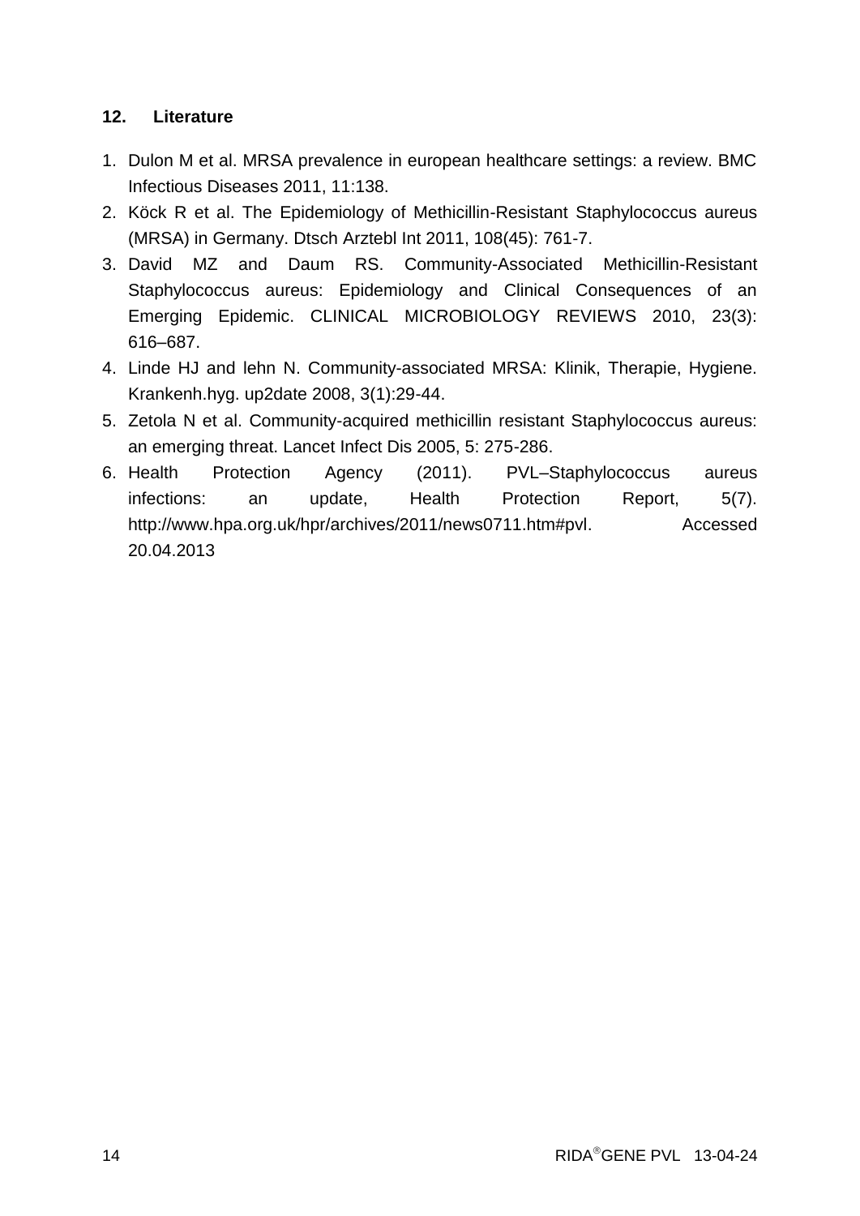## 12. Literature

1. Dulon M et al. MRSA prevalence in european healthcare settings: a review. BMC Infectious Diseases 2011, 11:138.
2. Köck R et al. The Epidemiology of Methicillin-Resistant Staphylococcus aureus (MRSA) in Germany. Dtsch Arztebl Int 2011, 108(45): 761-7.
3. David MZ and Daum RS. Community-Associated Methicillin-Resistant Staphylococcus aureus: Epidemiology and Clinical Consequences of an Emerging Epidemic. CLINICAL MICROBIOLOGY REVIEWS 2010, 23(3): 616–687.
4. Linde HJ and lehn N. Community-associated MRSA: Klinik, Therapie, Hygiene. Krankenh.hyg. up2date 2008, 3(1):29-44.
5. Zetola N et al. Community-acquired methicillin resistant Staphylococcus aureus: an emerging threat. Lancet Infect Dis 2005, 5: 275-286.
6. Health Protection Agency (2011). PVL–Staphylococcus aureus infections: an update, Health Protection Report, 5(7). http://www.hpa.org.uk/hpr/archives/2011/news0711.htm#pvl. Accessed 20.04.2013